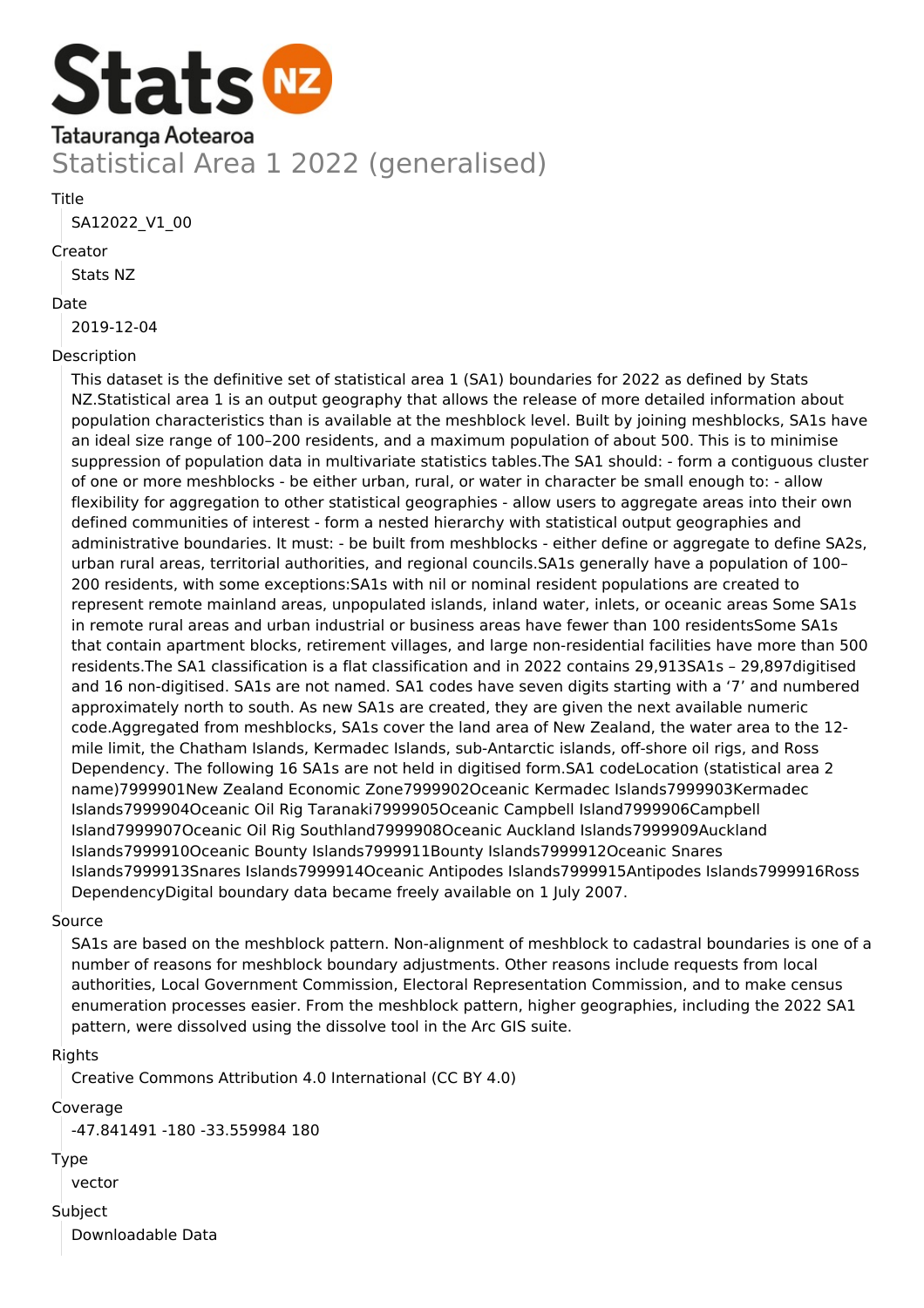Stats NZ

Tatauranga Aotearoa

# Statistical Area 1 2022 (generalised)

Title

SA12022_V1_00

Creator

Stats NZ

Date

2019-12-04

Description

This dataset is the definitive set of statistical area 1 (SA1) boundaries for 2022 as defined by Stats NZ.Statistical area 1 is an output geography that allows the release of more detailed information about population characteristics than is available at the meshblock level. Built by joining meshblocks, SA1s have an ideal size range of 100–200 residents, and a maximum population of about 500. This is to minimise suppression of population data in multivariate statistics tables.The SA1 should: - form a contiguous cluster of one or more meshblocks - be either urban, rural, or water in character be small enough to: - allow flexibility for aggregation to other statistical geographies - allow users to aggregate areas into their own defined communities of interest - form a nested hierarchy with statistical output geographies and administrative boundaries. It must: - be built from meshblocks - either define or aggregate to define SA2s, urban rural areas, territorial authorities, and regional councils.SA1s generally have a population of 100–200 residents, with some exceptions:SA1s with nil or nominal resident populations are created to represent remote mainland areas, unpopulated islands, inland water, inlets, or oceanic areas Some SA1s in remote rural areas and urban industrial or business areas have fewer than 100 residentsSome SA1s that contain apartment blocks, retirement villages, and large non-residential facilities have more than 500 residents.The SA1 classification is a flat classification and in 2022 contains 29,913SA1s – 29,897digitised and 16 non-digitised. SA1s are not named. SA1 codes have seven digits starting with a '7' and numbered approximately north to south. As new SA1s are created, they are given the next available numeric code.Aggregated from meshblocks, SA1s cover the land area of New Zealand, the water area to the 12-mile limit, the Chatham Islands, Kermadec Islands, sub-Antarctic islands, off-shore oil rigs, and Ross Dependency. The following 16 SA1s are not held in digitised form.SA1 codeLocation (statistical area 2 name)7999901New Zealand Economic Zone7999902Oceanic Kermadec Islands7999903Kermadec Islands7999904Oceanic Oil Rig Taranaki7999905Oceanic Campbell Island7999906Campbell Island7999907Oceanic Oil Rig Southland7999908Oceanic Auckland Islands7999909Auckland Islands7999910Oceanic Bounty Islands7999911Bounty Islands7999912Oceanic Snares Islands7999913Snares Islands7999914Oceanic Antipodes Islands7999915Antipodes Islands7999916Ross DependencyDigital boundary data became freely available on 1 July 2007.

Source

SA1s are based on the meshblock pattern. Non-alignment of meshblock to cadastral boundaries is one of a number of reasons for meshblock boundary adjustments. Other reasons include requests from local authorities, Local Government Commission, Electoral Representation Commission, and to make census enumeration processes easier. From the meshblock pattern, higher geographies, including the 2022 SA1 pattern, were dissolved using the dissolve tool in the Arc GIS suite.

Rights

Creative Commons Attribution 4.0 International (CC BY 4.0)

Coverage

-47.841491 -180 -33.559984 180

Type

vector

Subject

Downloadable Data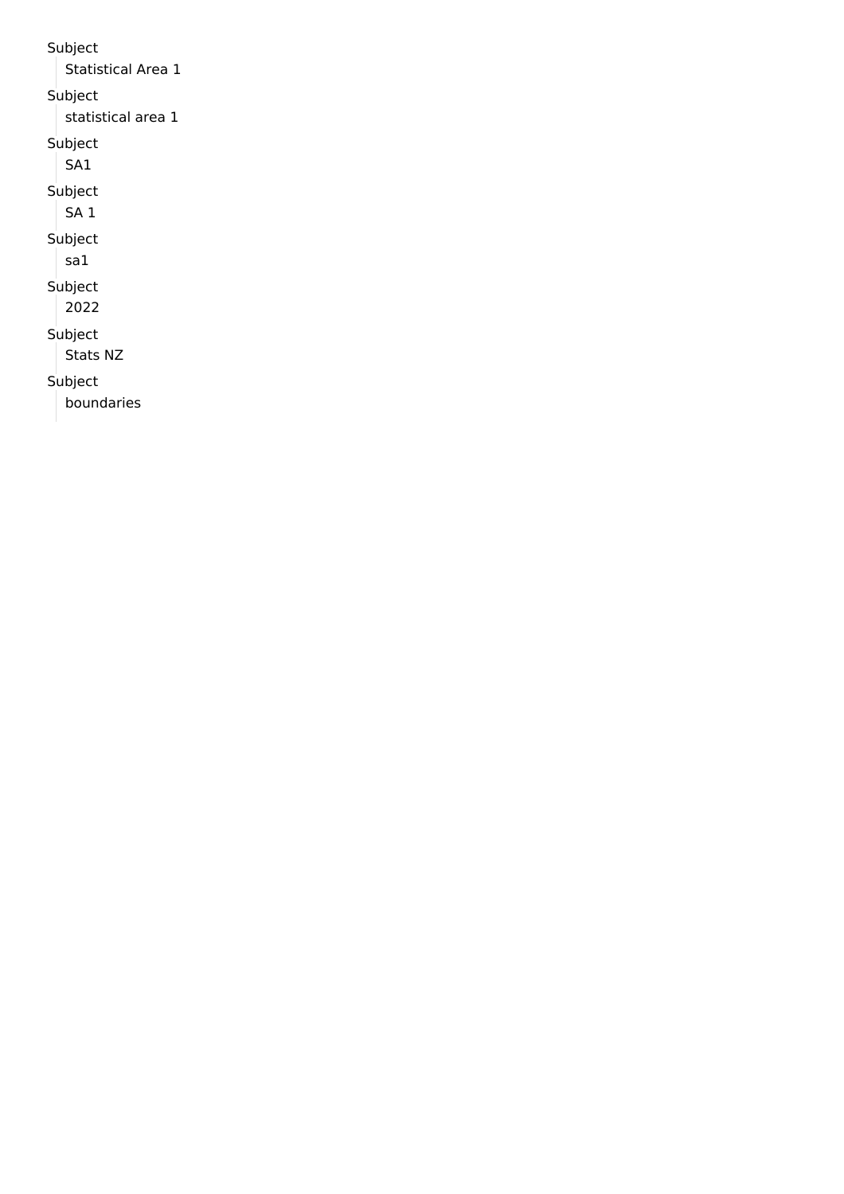Subject
: Statistical Area 1

Subject
: statistical area 1

Subject
: SA1

Subject
: SA 1

Subject
: sa1

Subject
: 2022

Subject
: Stats NZ

Subject
: boundaries